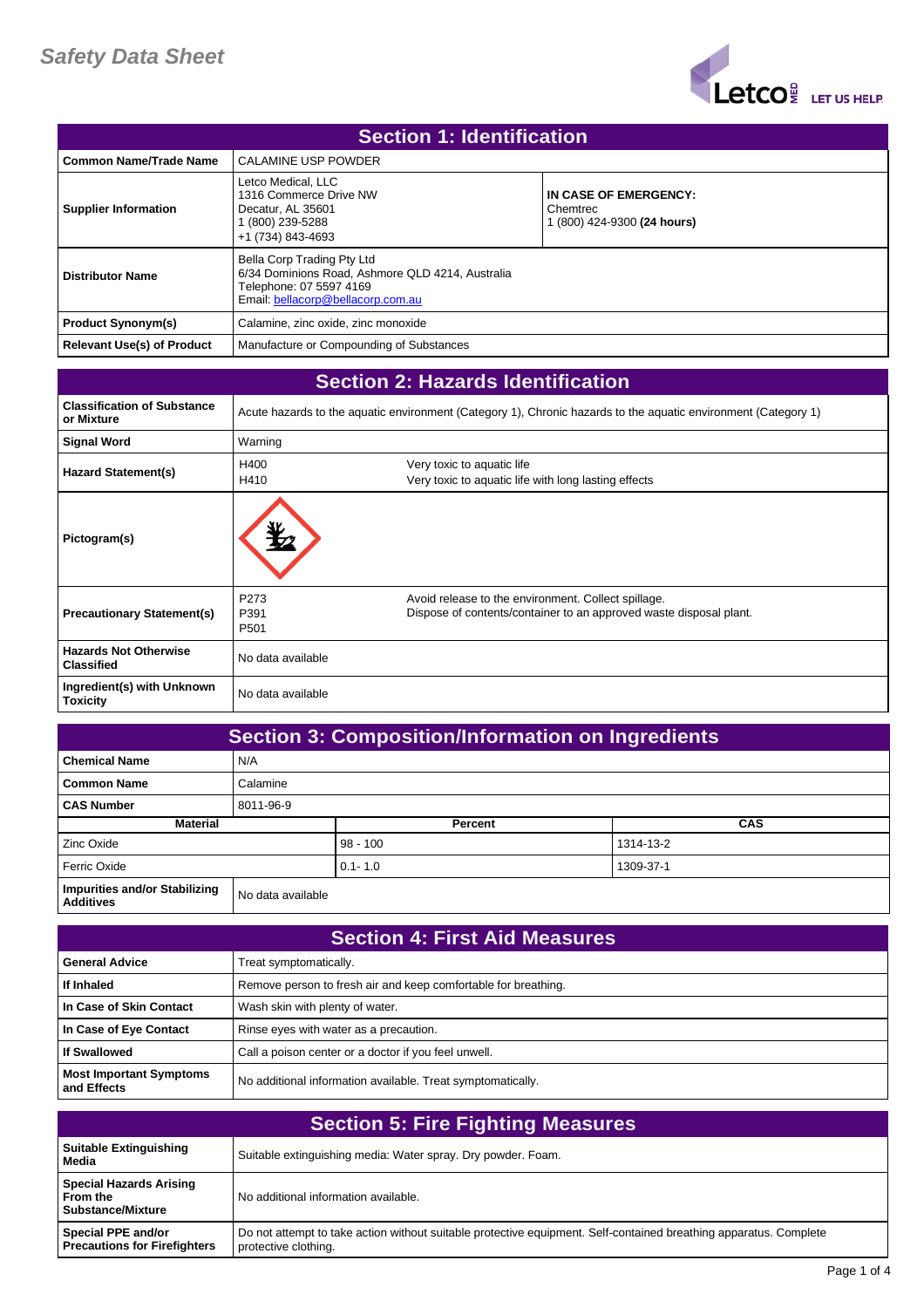# Safety Data Sheet

## Section 1: Identification

| | | |
|---|---|---|
| **Common Name/Trade Name** | CALAMINE USP POWDER | |
| **Supplier Information** | Letco Medical, LLC<br>1316 Commerce Drive NW<br>Decatur, AL 35601<br>1 (800) 239-5288<br>+1 (734) 843-4693 | **IN CASE OF EMERGENCY:**<br>Chemtrec<br>1 (800) 424-9300 **(24 hours)** |
| **Distributor Name** | Bella Corp Trading Pty Ltd<br>6/34 Dominions Road, Ashmore QLD 4214, Australia<br>Telephone: 07 5597 4169<br>Email: bellacorp@bellacorp.com.au | |
| **Product Synonym(s)** | Calamine, zinc oxide, zinc monoxide | |
| **Relevant Use(s) of Product** | Manufacture or Compounding of Substances | |

## Section 2: Hazards Identification

| | | |
|---|---|---|
| **Classification of Substance or Mixture** | Acute hazards to the aquatic environment (Category 1), Chronic hazards to the aquatic environment (Category 1) | |
| **Signal Word** | Warning | |
| **Hazard Statement(s)** | H400<br>H410 | Very toxic to aquatic life<br>Very toxic to aquatic life with long lasting effects |
| **Pictogram(s)** | | |
| **Precautionary Statement(s)** | P273<br>P391<br>P501 | Avoid release to the environment. Collect spillage.<br>Dispose of contents/container to an approved waste disposal plant. |
| **Hazards Not Otherwise Classified** | No data available | |
| **Ingredient(s) with Unknown Toxicity** | No data available | |

## Section 3: Composition/Information on Ingredients

| | |
|---|---|
| **Chemical Name** | N/A |
| **Common Name** | Calamine |
| **CAS Number** | 8011-96-9 |

| Material | Percent | CAS |
|---|---|---|
| Zinc Oxide | 98 - 100 | 1314-13-2 |
| Ferric Oxide | 0.1- 1.0 | 1309-37-1 |

| | |
|---|---|
| **Impurities and/or Stabilizing Additives** | No data available |

## Section 4: First Aid Measures

| | |
|---|---|
| **General Advice** | Treat symptomatically. |
| **If Inhaled** | Remove person to fresh air and keep comfortable for breathing. |
| **In Case of Skin Contact** | Wash skin with plenty of water. |
| **In Case of Eye Contact** | Rinse eyes with water as a precaution. |
| **If Swallowed** | Call a poison center or a doctor if you feel unwell. |
| **Most Important Symptoms and Effects** | No additional information available. Treat symptomatically. |

## Section 5: Fire Fighting Measures

| | |
|---|---|
| **Suitable Extinguishing Media** | Suitable extinguishing media: Water spray. Dry powder. Foam. |
| **Special Hazards Arising From the Substance/Mixture** | No additional information available. |
| **Special PPE and/or Precautions for Firefighters** | Do not attempt to take action without suitable protective equipment. Self-contained breathing apparatus. Complete protective clothing. |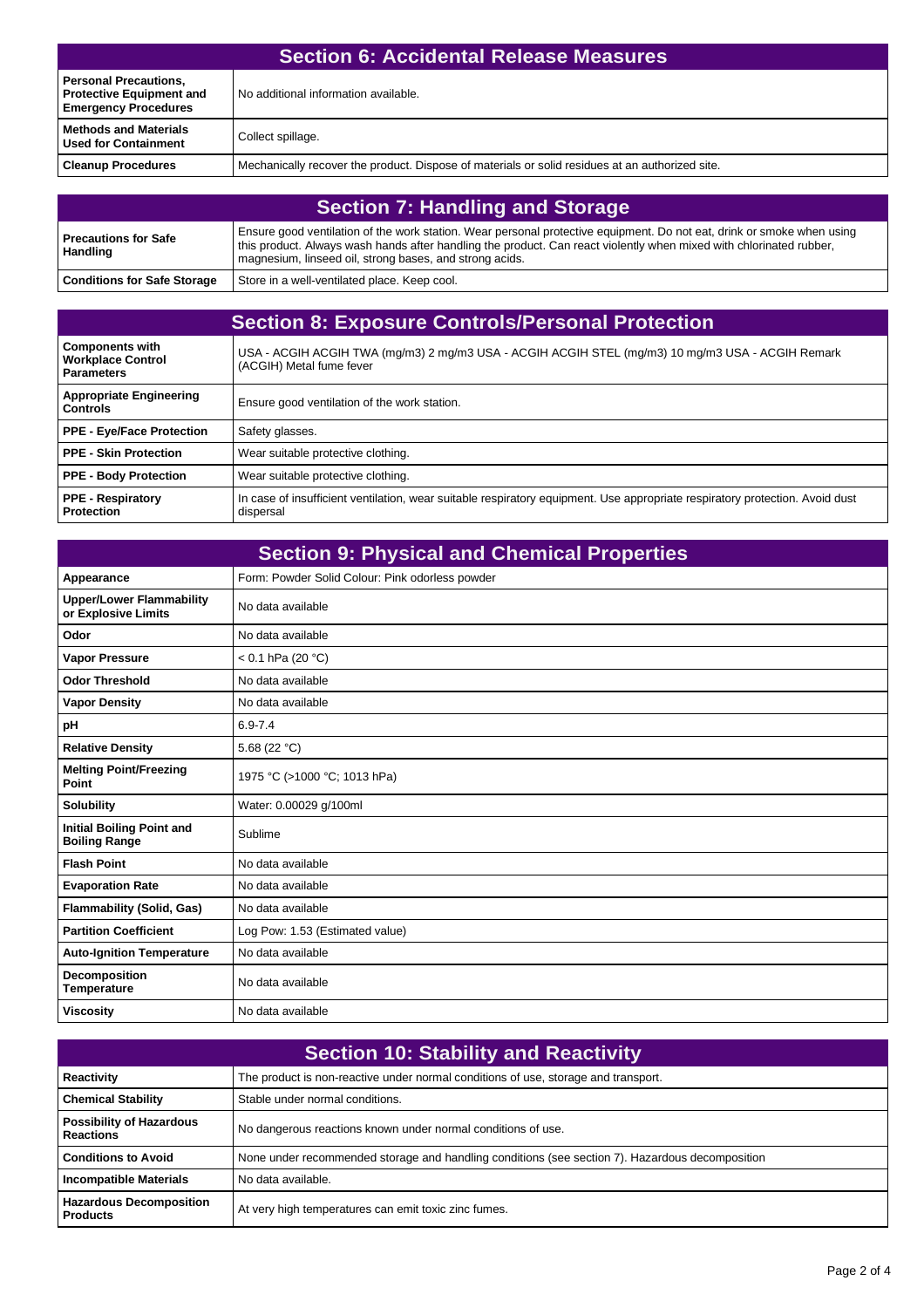## Section 6: Accidental Release Measures

| | |
|---|---|
| **Personal Precautions, Protective Equipment and Emergency Procedures** | No additional information available. |
| **Methods and Materials Used for Containment** | Collect spillage. |
| **Cleanup Procedures** | Mechanically recover the product. Dispose of materials or solid residues at an authorized site. |

## Section 7: Handling and Storage

| | |
|---|---|
| **Precautions for Safe Handling** | Ensure good ventilation of the work station. Wear personal protective equipment. Do not eat, drink or smoke when using this product. Always wash hands after handling the product. Can react violently when mixed with chlorinated rubber, magnesium, linseed oil, strong bases, and strong acids. |
| **Conditions for Safe Storage** | Store in a well-ventilated place. Keep cool. |

## Section 8: Exposure Controls/Personal Protection

| | |
|---|---|
| **Components with Workplace Control Parameters** | USA - ACGIH ACGIH TWA (mg/m3) 2 mg/m3 USA - ACGIH ACGIH STEL (mg/m3) 10 mg/m3 USA - ACGIH Remark (ACGIH) Metal fume fever |
| **Appropriate Engineering Controls** | Ensure good ventilation of the work station. |
| **PPE - Eye/Face Protection** | Safety glasses. |
| **PPE - Skin Protection** | Wear suitable protective clothing. |
| **PPE - Body Protection** | Wear suitable protective clothing. |
| **PPE - Respiratory Protection** | In case of insufficient ventilation, wear suitable respiratory equipment. Use appropriate respiratory protection. Avoid dust dispersal |

## Section 9: Physical and Chemical Properties

| | |
|---|---|
| **Appearance** | Form: Powder Solid Colour: Pink odorless powder |
| **Upper/Lower Flammability or Explosive Limits** | No data available |
| **Odor** | No data available |
| **Vapor Pressure** | < 0.1 hPa (20 °C) |
| **Odor Threshold** | No data available |
| **Vapor Density** | No data available |
| **pH** | 6.9-7.4 |
| **Relative Density** | 5.68 (22 °C) |
| **Melting Point/Freezing Point** | 1975 °C (>1000 °C; 1013 hPa) |
| **Solubility** | Water: 0.00029 g/100ml |
| **Initial Boiling Point and Boiling Range** | Sublime |
| **Flash Point** | No data available |
| **Evaporation Rate** | No data available |
| **Flammability (Solid, Gas)** | No data available |
| **Partition Coefficient** | Log Pow: 1.53 (Estimated value) |
| **Auto-Ignition Temperature** | No data available |
| **Decomposition Temperature** | No data available |
| **Viscosity** | No data available |

## Section 10: Stability and Reactivity

| | |
|---|---|
| **Reactivity** | The product is non-reactive under normal conditions of use, storage and transport. |
| **Chemical Stability** | Stable under normal conditions. |
| **Possibility of Hazardous Reactions** | No dangerous reactions known under normal conditions of use. |
| **Conditions to Avoid** | None under recommended storage and handling conditions (see section 7). Hazardous decomposition |
| **Incompatible Materials** | No data available. |
| **Hazardous Decomposition Products** | At very high temperatures can emit toxic zinc fumes. |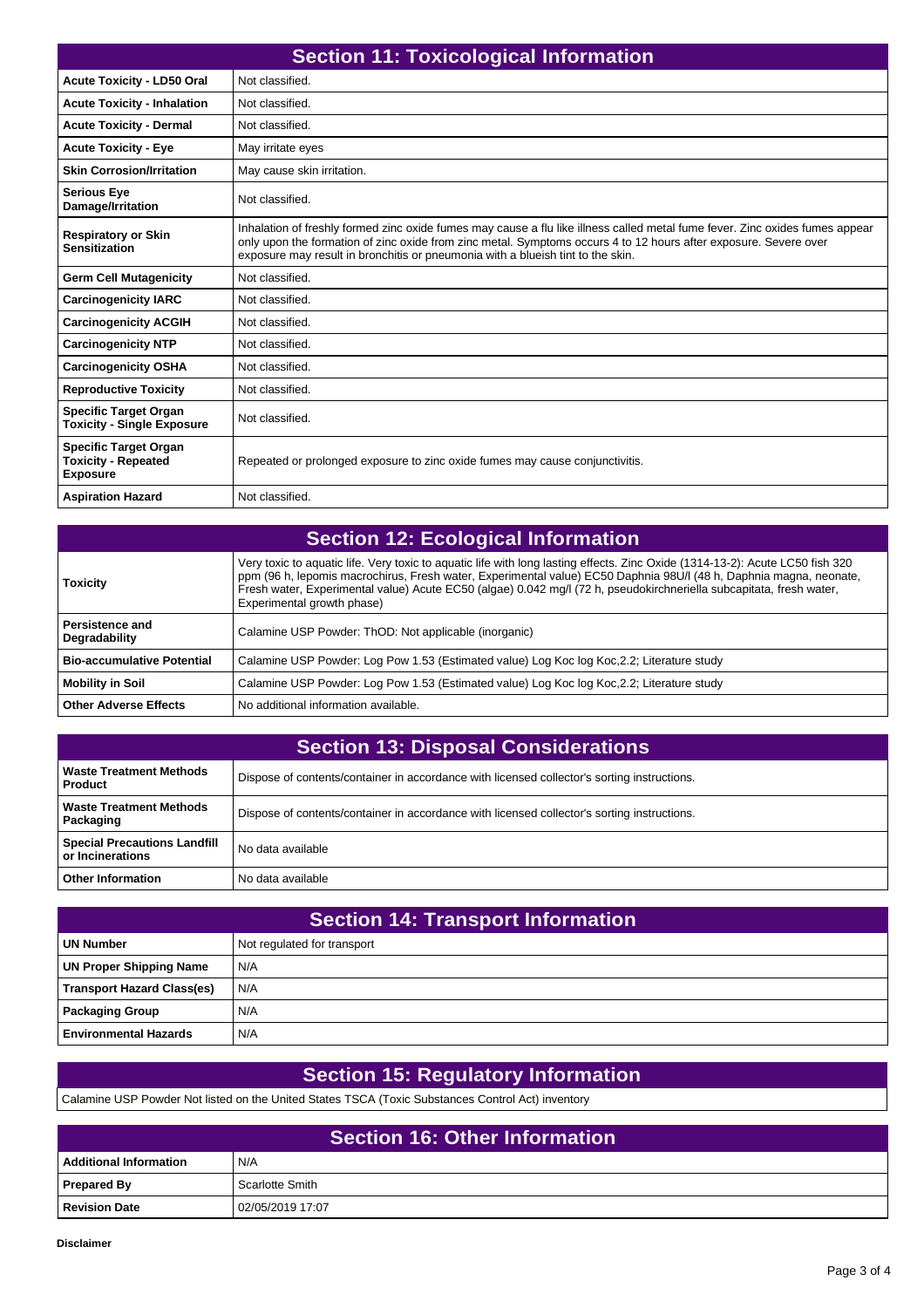## Section 11: Toxicological Information

| | |
|---|---|
| **Acute Toxicity - LD50 Oral** | Not classified. |
| **Acute Toxicity - Inhalation** | Not classified. |
| **Acute Toxicity - Dermal** | Not classified. |
| **Acute Toxicity - Eye** | May irritate eyes |
| **Skin Corrosion/Irritation** | May cause skin irritation. |
| **Serious Eye Damage/Irritation** | Not classified. |
| **Respiratory or Skin Sensitization** | Inhalation of freshly formed zinc oxide fumes may cause a flu like illness called metal fume fever. Zinc oxides fumes appear only upon the formation of zinc oxide from zinc metal. Symptoms occurs 4 to 12 hours after exposure. Severe over exposure may result in bronchitis or pneumonia with a blueish tint to the skin. |
| **Germ Cell Mutagenicity** | Not classified. |
| **Carcinogenicity IARC** | Not classified. |
| **Carcinogenicity ACGIH** | Not classified. |
| **Carcinogenicity NTP** | Not classified. |
| **Carcinogenicity OSHA** | Not classified. |
| **Reproductive Toxicity** | Not classified. |
| **Specific Target Organ Toxicity - Single Exposure** | Not classified. |
| **Specific Target Organ Toxicity - Repeated Exposure** | Repeated or prolonged exposure to zinc oxide fumes may cause conjunctivitis. |
| **Aspiration Hazard** | Not classified. |

## Section 12: Ecological Information

| | |
|---|---|
| **Toxicity** | Very toxic to aquatic life. Very toxic to aquatic life with long lasting effects. Zinc Oxide (1314-13-2): Acute LC50 fish 320 ppm (96 h, lepomis macrochirus, Fresh water, Experimental value) EC50 Daphnia 98U/l (48 h, Daphnia magna, neonate, Fresh water, Experimental value) Acute EC50 (algae) 0.042 mg/l (72 h, pseudokirchneriella subcapitata, fresh water, Experimental growth phase) |
| **Persistence and Degradability** | Calamine USP Powder: ThOD: Not applicable (inorganic) |
| **Bio-accumulative Potential** | Calamine USP Powder: Log Pow 1.53 (Estimated value) Log Koc log Koc,2.2; Literature study |
| **Mobility in Soil** | Calamine USP Powder: Log Pow 1.53 (Estimated value) Log Koc log Koc,2.2; Literature study |
| **Other Adverse Effects** | No additional information available. |

## Section 13: Disposal Considerations

| | |
|---|---|
| **Waste Treatment Methods Product** | Dispose of contents/container in accordance with licensed collector's sorting instructions. |
| **Waste Treatment Methods Packaging** | Dispose of contents/container in accordance with licensed collector's sorting instructions. |
| **Special Precautions Landfill or Incinerations** | No data available |
| **Other Information** | No data available |

## Section 14: Transport Information

| | |
|---|---|
| **UN Number** | Not regulated for transport |
| **UN Proper Shipping Name** | N/A |
| **Transport Hazard Class(es)** | N/A |
| **Packaging Group** | N/A |
| **Environmental Hazards** | N/A |

## Section 15: Regulatory Information

Calamine USP Powder Not listed on the United States TSCA (Toxic Substances Control Act) inventory

## Section 16: Other Information

| | |
|---|---|
| **Additional Information** | N/A |
| **Prepared By** | Scarlotte Smith |
| **Revision Date** | 02/05/2019 17:07 |

**Disclaimer**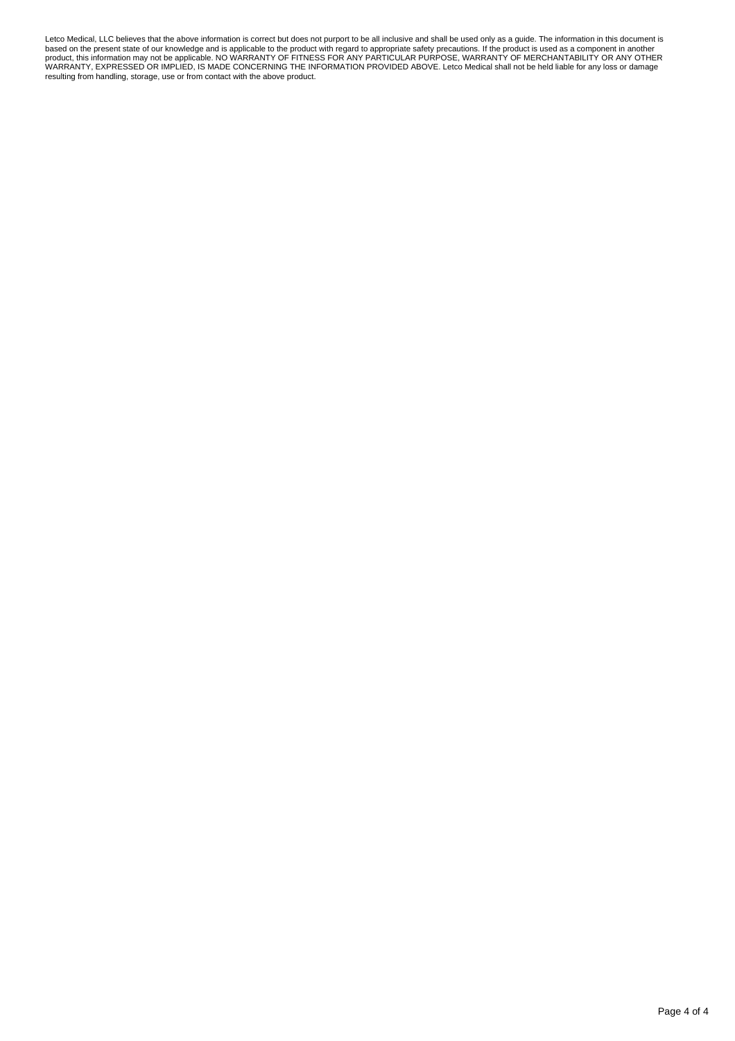Letco Medical, LLC believes that the above information is correct but does not purport to be all inclusive and shall be used only as a guide. The information in this document is based on the present state of our knowledge and is applicable to the product with regard to appropriate safety precautions. If the product is used as a component in another product, this information may not be applicable. NO WARRANTY OF FITNESS FOR ANY PARTICULAR PURPOSE, WARRANTY OF MERCHANTABILITY OR ANY OTHER WARRANTY, EXPRESSED OR IMPLIED, IS MADE CONCERNING THE INFORMATION PROVIDED ABOVE. Letco Medical shall not be held liable for any loss or damage resulting from handling, storage, use or from contact with the above product.